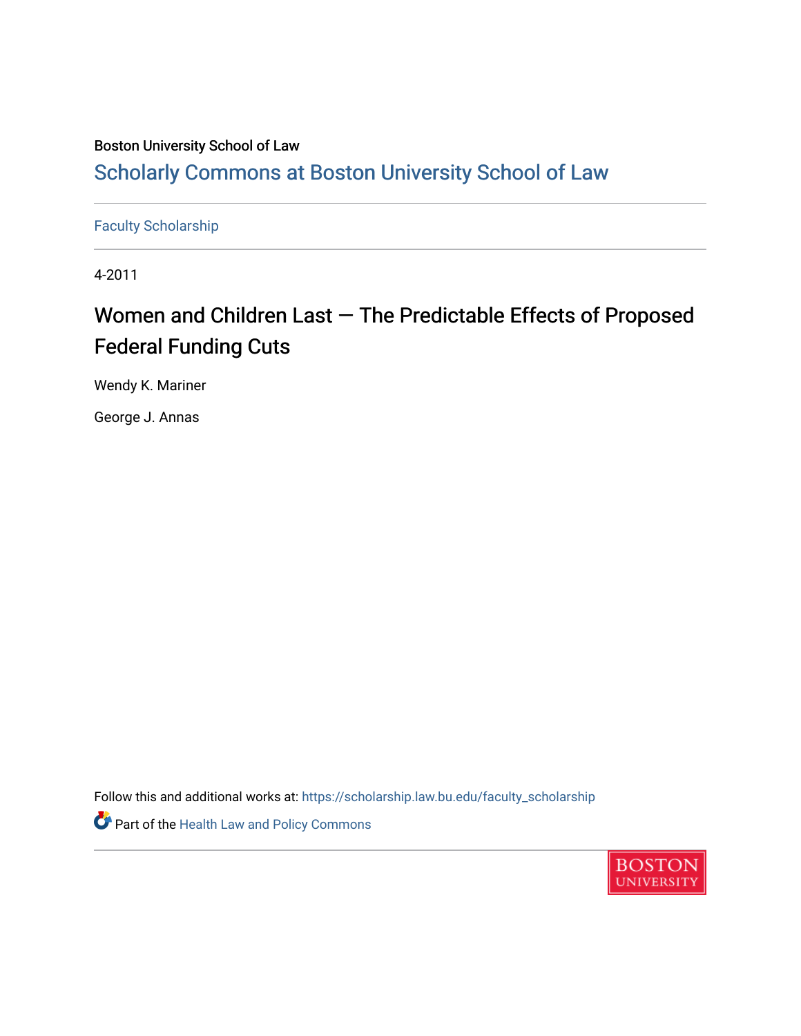Boston University School of Law

## Scholarly Commons at Boston University School of Law

Faculty Scholarship

4-2011

# Women and Children Last — The Predictable Effects of Proposed Federal Funding Cuts

Wendy K. Mariner

George J. Annas

Follow this and additional works at: https://scholarship.law.bu.edu/faculty_scholarship

Part of the Health Law and Policy Commons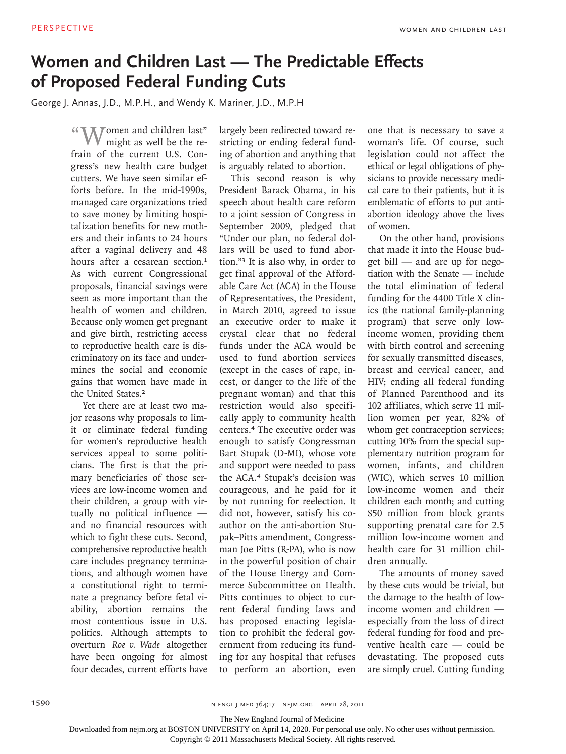# Women and Children Last — The Predictable Effects of Proposed Federal Funding Cuts

George J. Annas, J.D., M.P.H., and Wendy K. Mariner, J.D., M.P.H

"Women and children last" might as well be the refrain of the current U.S. Congress's new health care budget cutters. We have seen similar efforts before. In the mid-1990s, managed care organizations tried to save money by limiting hospitalization benefits for new mothers and their infants to 24 hours after a vaginal delivery and 48 hours after a cesarean section.[1] As with current Congressional proposals, financial savings were seen as more important than the health of women and children. Because only women get pregnant and give birth, restricting access to reproductive health care is discriminatory on its face and undermines the social and economic gains that women have made in the United States.[2]

Yet there are at least two major reasons why proposals to limit or eliminate federal funding for women's reproductive health services appeal to some politicians. The first is that the primary beneficiaries of those services are low-income women and their children, a group with virtually no political influence — and no financial resources with which to fight these cuts. Second, comprehensive reproductive health care includes pregnancy terminations, and although women have a constitutional right to terminate a pregnancy before fetal viability, abortion remains the most contentious issue in U.S. politics. Although attempts to overturn *Roe v. Wade* altogether have been ongoing for almost four decades, current efforts have largely been redirected toward restricting or ending federal funding of abortion and anything that is arguably related to abortion.

This second reason is why President Barack Obama, in his speech about health care reform to a joint session of Congress in September 2009, pledged that "Under our plan, no federal dollars will be used to fund abortion."[3] It is also why, in order to get final approval of the Affordable Care Act (ACA) in the House of Representatives, the President, in March 2010, agreed to issue an executive order to make it crystal clear that no federal funds under the ACA would be used to fund abortion services (except in the cases of rape, incest, or danger to the life of the pregnant woman) and that this restriction would also specifically apply to community health centers.[4] The executive order was enough to satisfy Congressman Bart Stupak (D-MI), whose vote and support were needed to pass the ACA.[4] Stupak's decision was courageous, and he paid for it by not running for reelection. It did not, however, satisfy his coauthor on the anti-abortion Stupak–Pitts amendment, Congressman Joe Pitts (R-PA), who is now in the powerful position of chair of the House Energy and Commerce Subcommittee on Health. Pitts continues to object to current federal funding laws and has proposed enacting legislation to prohibit the federal government from reducing its funding for any hospital that refuses to perform an abortion, even one that is necessary to save a woman's life. Of course, such legislation could not affect the ethical or legal obligations of physicians to provide necessary medical care to their patients, but it is emblematic of efforts to put anti-abortion ideology above the lives of women.

On the other hand, provisions that made it into the House budget bill — and are up for negotiation with the Senate — include the total elimination of federal funding for the 4400 Title X clinics (the national family-planning program) that serve only low-income women, providing them with birth control and screening for sexually transmitted diseases, breast and cervical cancer, and HIV; ending all federal funding of Planned Parenthood and its 102 affiliates, which serve 11 million women per year, 82% of whom get contraception services; cutting 10% from the special supplementary nutrition program for women, infants, and children (WIC), which serves 10 million low-income women and their children each month; and cutting $50 million from block grants supporting prenatal care for 2.5 million low-income women and health care for 31 million children annually.

The amounts of money saved by these cuts would be trivial, but the damage to the health of low-income women and children — especially from the loss of direct federal funding for food and preventive health care — could be devastating. The proposed cuts are simply cruel. Cutting funding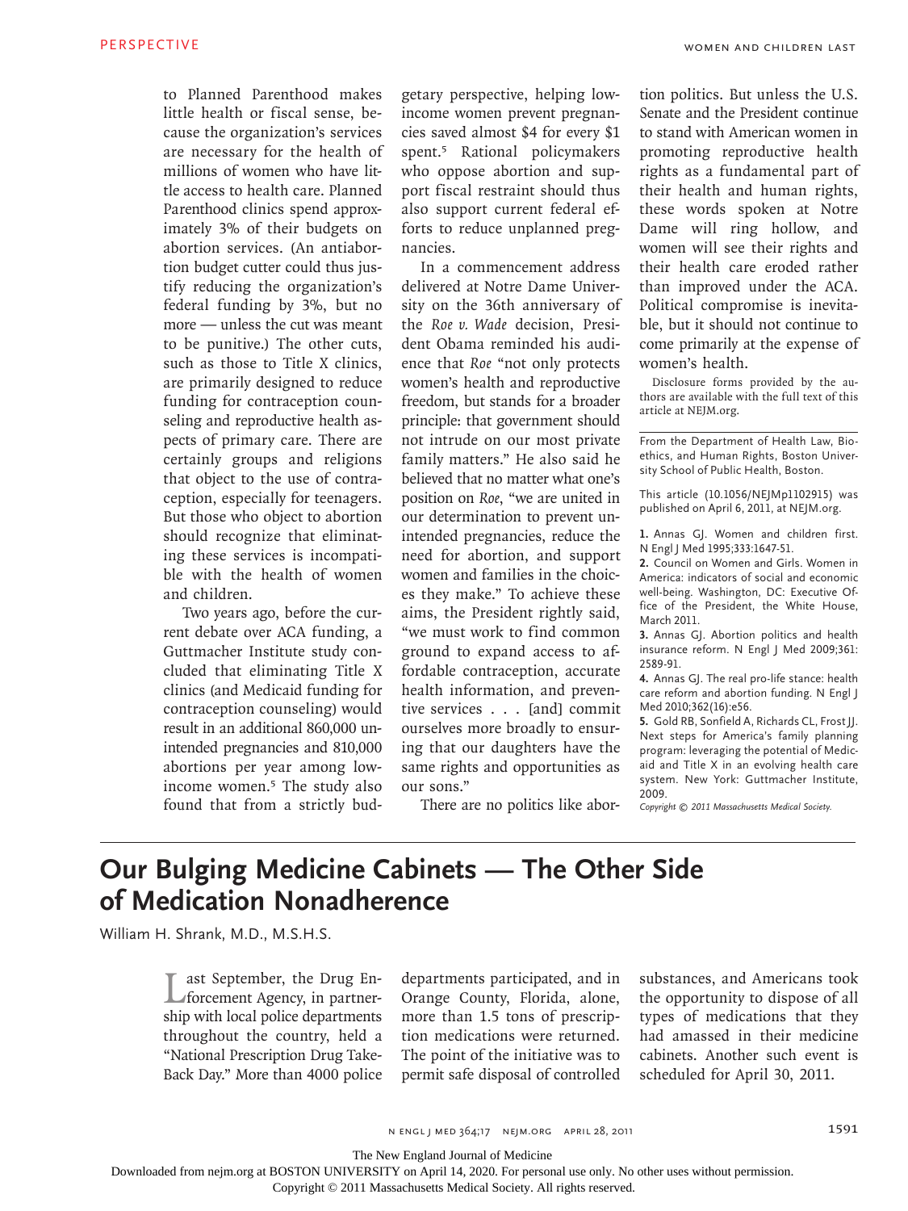to Planned Parenthood makes little health or fiscal sense, because the organization's services are necessary for the health of millions of women who have little access to health care. Planned Parenthood clinics spend approximately 3% of their budgets on abortion services. (An antiabortion budget cutter could thus justify reducing the organization's federal funding by 3%, but no more — unless the cut was meant to be punitive.) The other cuts, such as those to Title X clinics, are primarily designed to reduce funding for contraception counseling and reproductive health aspects of primary care. There are certainly groups and religions that object to the use of contraception, especially for teenagers. But those who object to abortion should recognize that eliminating these services is incompatible with the health of women and children.

Two years ago, before the current debate over ACA funding, a Guttmacher Institute study concluded that eliminating Title X clinics (and Medicaid funding for contraception counseling) would result in an additional 860,000 unintended pregnancies and 810,000 abortions per year among low-income women.[5] The study also found that from a strictly budgetary perspective, helping low-income women prevent pregnancies saved almost $4 for every $1 spent.[5] Rational policymakers who oppose abortion and support fiscal restraint should thus also support current federal efforts to reduce unplanned pregnancies.

In a commencement address delivered at Notre Dame University on the 36th anniversary of the *Roe v. Wade* decision, President Obama reminded his audience that *Roe* "not only protects women's health and reproductive freedom, but stands for a broader principle: that government should not intrude on our most private family matters." He also said he believed that no matter what one's position on *Roe*, "we are united in our determination to prevent unintended pregnancies, reduce the need for abortion, and support women and families in the choices they make." To achieve these aims, the President rightly said, "we must work to find common ground to expand access to affordable contraception, accurate health information, and preventive services . . . [and] commit ourselves more broadly to ensuring that our daughters have the same rights and opportunities as our sons."

There are no politics like abortion politics. But unless the U.S. Senate and the President continue to stand with American women in promoting reproductive health rights as a fundamental part of their health and human rights, these words spoken at Notre Dame will ring hollow, and women will see their rights and their health care eroded rather than improved under the ACA. Political compromise is inevitable, but it should not continue to come primarily at the expense of women's health.

Disclosure forms provided by the authors are available with the full text of this article at NEJM.org.

From the Department of Health Law, Bioethics, and Human Rights, Boston University School of Public Health, Boston.

This article (10.1056/NEJMp1102915) was published on April 6, 2011, at NEJM.org.

1. Annas GJ. Women and children first. N Engl J Med 1995;333:1647-51.
2. Council on Women and Girls. Women in America: indicators of social and economic well-being. Washington, DC: Executive Office of the President, the White House, March 2011.
3. Annas GJ. Abortion politics and health insurance reform. N Engl J Med 2009;361:2589-91.
4. Annas GJ. The real pro-life stance: health care reform and abortion funding. N Engl J Med 2010;362(16):e56.
5. Gold RB, Sonfield A, Richards CL, Frost JJ. Next steps for America's family planning program: leveraging the potential of Medicaid and Title X in an evolving health care system. New York: Guttmacher Institute, 2009.

*Copyright © 2011 Massachusetts Medical Society.*

# Our Bulging Medicine Cabinets — The Other Side of Medication Nonadherence

William H. Shrank, M.D., M.S.H.S.

Last September, the Drug Enforcement Agency, in partnership with local police departments throughout the country, held a "National Prescription Drug Take-Back Day." More than 4000 police departments participated, and in Orange County, Florida, alone, more than 1.5 tons of prescription medications were returned. The point of the initiative was to permit safe disposal of controlled substances, and Americans took the opportunity to dispose of all types of medications that they had amassed in their medicine cabinets. Another such event is scheduled for April 30, 2011.